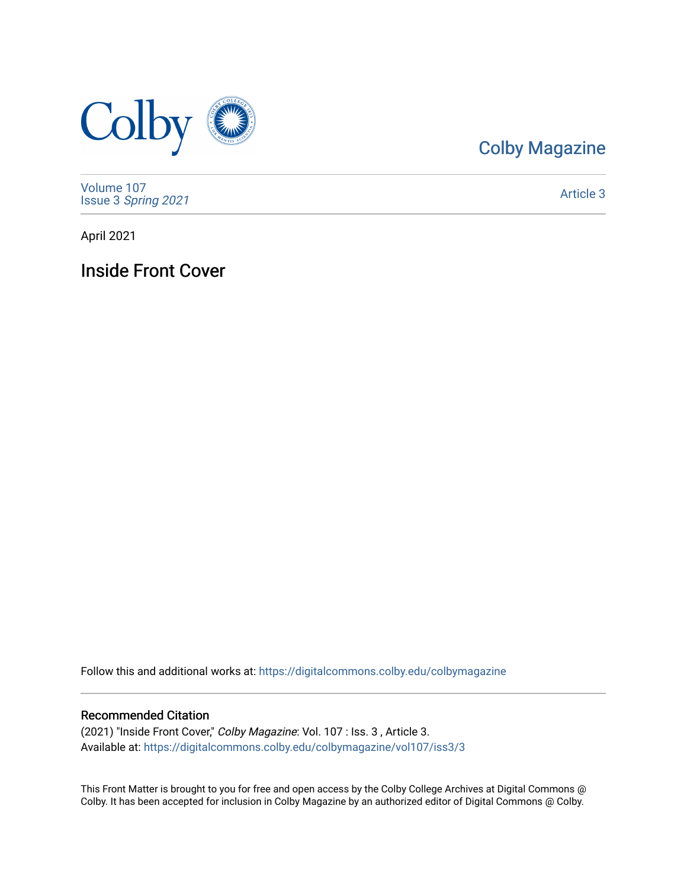Colby Magazine

Volume 107
Issue 3 *Spring 2021*

Article 3

April 2021

# Inside Front Cover

Follow this and additional works at: https://digitalcommons.colby.edu/colbymagazine

## Recommended Citation

(2021) "Inside Front Cover," *Colby Magazine*: Vol. 107 : Iss. 3 , Article 3.
Available at: https://digitalcommons.colby.edu/colbymagazine/vol107/iss3/3

This Front Matter is brought to you for free and open access by the Colby College Archives at Digital Commons @ Colby. It has been accepted for inclusion in Colby Magazine by an authorized editor of Digital Commons @ Colby.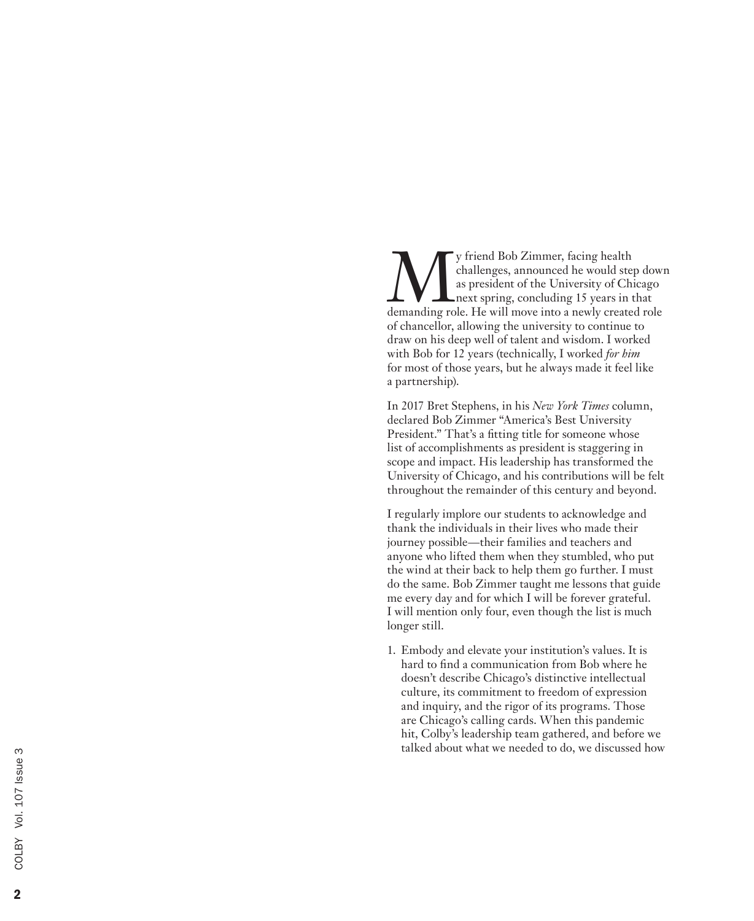My friend Bob Zimmer, facing health challenges, announced he would step down as president of the University of Chicago next spring, concluding 15 years in that demanding role. He will move into a newly created role of chancellor, allowing the university to continue to draw on his deep well of talent and wisdom. I worked with Bob for 12 years (technically, I worked *for him* for most of those years, but he always made it feel like a partnership).

In 2017 Bret Stephens, in his *New York Times* column, declared Bob Zimmer "America's Best University President." That's a fitting title for someone whose list of accomplishments as president is staggering in scope and impact. His leadership has transformed the University of Chicago, and his contributions will be felt throughout the remainder of this century and beyond.

I regularly implore our students to acknowledge and thank the individuals in their lives who made their journey possible—their families and teachers and anyone who lifted them when they stumbled, who put the wind at their back to help them go further. I must do the same. Bob Zimmer taught me lessons that guide me every day and for which I will be forever grateful. I will mention only four, even though the list is much longer still.

1. Embody and elevate your institution's values. It is hard to find a communication from Bob where he doesn't describe Chicago's distinctive intellectual culture, its commitment to freedom of expression and inquiry, and the rigor of its programs. Those are Chicago's calling cards. When this pandemic hit, Colby's leadership team gathered, and before we talked about what we needed to do, we discussed how